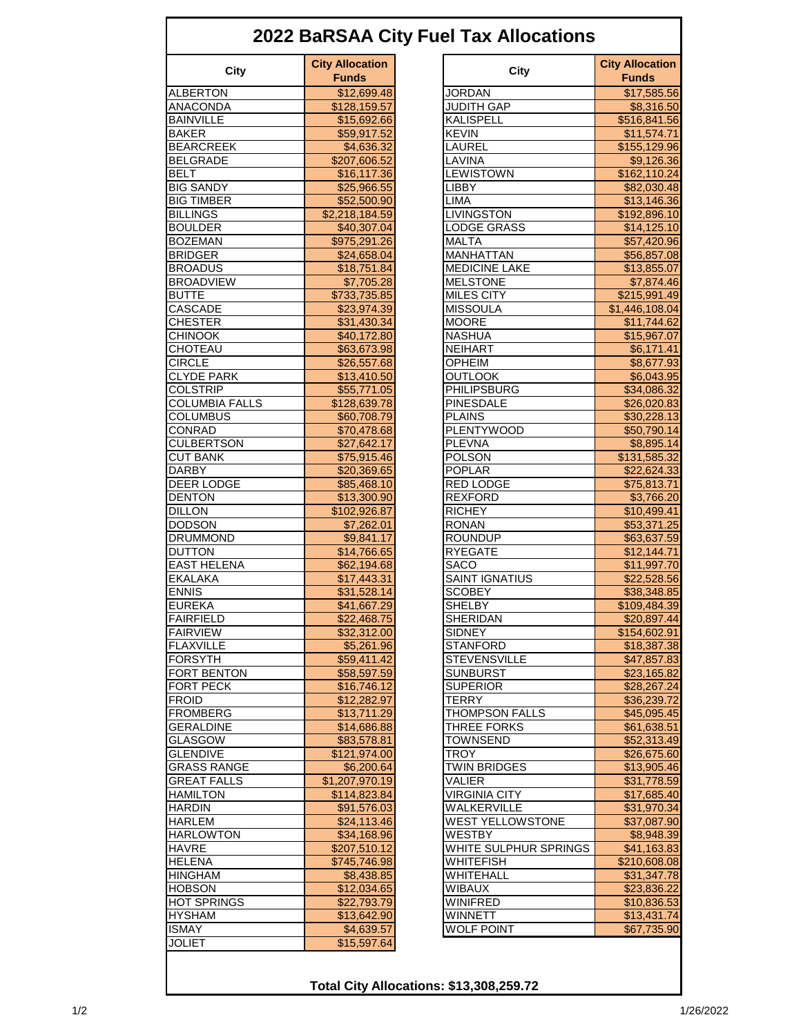# 2022 BaRSAA City Fuel Tax Allocations

| City | City Allocation Funds |
|---|---|
| ALBERTON | $12,699.48 |
| ANACONDA | $128,159.57 |
| BAINVILLE | $15,692.66 |
| BAKER | $59,917.52 |
| BEARCREEK | $4,636.32 |
| BELGRADE | $207,606.52 |
| BELT | $16,117.36 |
| BIG SANDY | $25,966.55 |
| BIG TIMBER | $52,500.90 |
| BILLINGS | $2,218,184.59 |
| BOULDER | $40,307.04 |
| BOZEMAN | $975,291.26 |
| BRIDGER | $24,658.04 |
| BROADUS | $18,751.84 |
| BROADVIEW | $7,705.28 |
| BUTTE | $733,735.85 |
| CASCADE | $23,974.39 |
| CHESTER | $31,430.34 |
| CHINOOK | $40,172.80 |
| CHOTEAU | $63,673.98 |
| CIRCLE | $26,557.68 |
| CLYDE PARK | $13,410.50 |
| COLSTRIP | $55,771.05 |
| COLUMBIA FALLS | $128,639.78 |
| COLUMBUS | $60,708.79 |
| CONRAD | $70,478.68 |
| CULBERTSON | $27,642.17 |
| CUT BANK | $75,915.46 |
| DARBY | $20,369.65 |
| DEER LODGE | $85,468.10 |
| DENTON | $13,300.90 |
| DILLON | $102,926.87 |
| DODSON | $7,262.01 |
| DRUMMOND | $9,841.17 |
| DUTTON | $14,766.65 |
| EAST HELENA | $62,194.68 |
| EKALAKA | $17,443.31 |
| ENNIS | $31,528.14 |
| EUREKA | $41,667.29 |
| FAIRFIELD | $22,468.75 |
| FAIRVIEW | $32,312.00 |
| FLAXVILLE | $5,261.96 |
| FORSYTH | $59,411.42 |
| FORT BENTON | $58,597.59 |
| FORT PECK | $16,746.12 |
| FROID | $12,282.97 |
| FROMBERG | $13,711.29 |
| GERALDINE | $14,686.88 |
| GLASGOW | $83,578.81 |
| GLENDIVE | $121,974.00 |
| GRASS RANGE | $6,200.64 |
| GREAT FALLS | $1,207,970.19 |
| HAMILTON | $114,823.84 |
| HARDIN | $91,576.03 |
| HARLEM | $24,113.46 |
| HARLOWTON | $34,168.96 |
| HAVRE | $207,510.12 |
| HELENA | $745,746.98 |
| HINGHAM | $8,438.85 |
| HOBSON | $12,034.65 |
| HOT SPRINGS | $22,793.79 |
| HYSHAM | $13,642.90 |
| ISMAY | $4,639.57 |
| JOLIET | $15,597.64 |
| JORDAN | $17,585.56 |
| JUDITH GAP | $8,316.50 |
| KALISPELL | $516,841.56 |
| KEVIN | $11,574.71 |
| LAUREL | $155,129.96 |
| LAVINA | $9,126.36 |
| LEWISTOWN | $162,110.24 |
| LIBBY | $82,030.48 |
| LIMA | $13,146.36 |
| LIVINGSTON | $192,896.10 |
| LODGE GRASS | $14,125.10 |
| MALTA | $57,420.96 |
| MANHATTAN | $56,857.08 |
| MEDICINE LAKE | $13,855.07 |
| MELSTONE | $7,874.46 |
| MILES CITY | $215,991.49 |
| MISSOULA | $1,446,108.04 |
| MOORE | $11,744.62 |
| NASHUA | $15,967.07 |
| NEIHART | $6,171.41 |
| OPHEIM | $8,677.93 |
| OUTLOOK | $6,043.95 |
| PHILIPSBURG | $34,086.32 |
| PINESDALE | $26,020.83 |
| PLAINS | $30,228.13 |
| PLENTYWOOD | $50,790.14 |
| PLEVNA | $8,895.14 |
| POLSON | $131,585.32 |
| POPLAR | $22,624.33 |
| RED LODGE | $75,813.71 |
| REXFORD | $3,766.20 |
| RICHEY | $10,499.41 |
| RONAN | $53,371.25 |
| ROUNDUP | $63,637.59 |
| RYEGATE | $12,144.71 |
| SACO | $11,997.70 |
| SAINT IGNATIUS | $22,528.56 |
| SCOBEY | $38,348.85 |
| SHELBY | $109,484.39 |
| SHERIDAN | $20,897.44 |
| SIDNEY | $154,602.91 |
| STANFORD | $18,387.38 |
| STEVENSVILLE | $47,857.83 |
| SUNBURST | $23,165.82 |
| SUPERIOR | $28,267.24 |
| TERRY | $36,239.72 |
| THOMPSON FALLS | $45,095.45 |
| THREE FORKS | $61,638.51 |
| TOWNSEND | $52,313.49 |
| TROY | $26,675.60 |
| TWIN BRIDGES | $13,905.46 |
| VALIER | $31,778.59 |
| VIRGINIA CITY | $17,685.40 |
| WALKERVILLE | $31,970.34 |
| WEST YELLOWSTONE | $37,087.90 |
| WESTBY | $8,948.39 |
| WHITE SULPHUR SPRINGS | $41,163.83 |
| WHITEFISH | $210,608.08 |
| WHITEHALL | $31,347.78 |
| WIBAUX | $23,836.22 |
| WINIFRED | $10,836.53 |
| WINNETT | $13,431.74 |
| WOLF POINT | $67,735.90 |

**Total City Allocations: $13,308,259.72**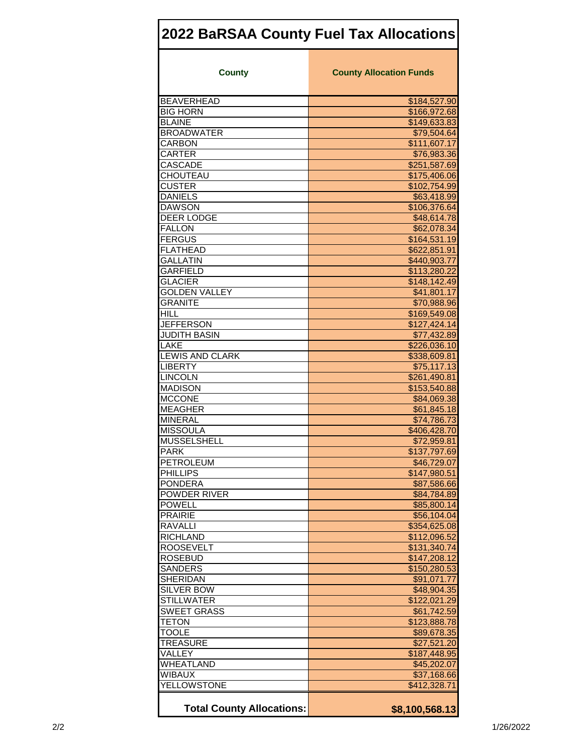# 2022 BaRSAA County Fuel Tax Allocations

| County | County Allocation Funds |
|---|---|
| BEAVERHEAD | $184,527.90 |
| BIG HORN | $166,972.68 |
| BLAINE | $149,633.83 |
| BROADWATER | $79,504.64 |
| CARBON | $111,607.17 |
| CARTER | $76,983.36 |
| CASCADE | $251,587.69 |
| CHOUTEAU | $175,406.06 |
| CUSTER | $102,754.99 |
| DANIELS | $63,418.99 |
| DAWSON | $106,376.64 |
| DEER LODGE | $48,614.78 |
| FALLON | $62,078.34 |
| FERGUS | $164,531.19 |
| FLATHEAD | $622,851.91 |
| GALLATIN | $440,903.77 |
| GARFIELD | $113,280.22 |
| GLACIER | $148,142.49 |
| GOLDEN VALLEY | $41,801.17 |
| GRANITE | $70,988.96 |
| HILL | $169,549.08 |
| JEFFERSON | $127,424.14 |
| JUDITH BASIN | $77,432.89 |
| LAKE | $226,036.10 |
| LEWIS AND CLARK | $338,609.81 |
| LIBERTY | $75,117.13 |
| LINCOLN | $261,490.81 |
| MADISON | $153,540.88 |
| MCCONE | $84,069.38 |
| MEAGHER | $61,845.18 |
| MINERAL | $74,786.73 |
| MISSOULA | $406,428.70 |
| MUSSELSHELL | $72,959.81 |
| PARK | $137,797.69 |
| PETROLEUM | $46,729.07 |
| PHILLIPS | $147,980.51 |
| PONDERA | $87,586.66 |
| POWDER RIVER | $84,784.89 |
| POWELL | $85,800.14 |
| PRAIRIE | $56,104.04 |
| RAVALLI | $354,625.08 |
| RICHLAND | $112,096.52 |
| ROOSEVELT | $131,340.74 |
| ROSEBUD | $147,208.12 |
| SANDERS | $150,280.53 |
| SHERIDAN | $91,071.77 |
| SILVER BOW | $48,904.35 |
| STILLWATER | $122,021.29 |
| SWEET GRASS | $61,742.59 |
| TETON | $123,888.78 |
| TOOLE | $89,678.35 |
| TREASURE | $27,521.20 |
| VALLEY | $187,448.95 |
| WHEATLAND | $45,202.07 |
| WIBAUX | $37,168.66 |
| YELLOWSTONE | $412,328.71 |
| **Total County Allocations:** | **$8,100,568.13** |

1/26/2022